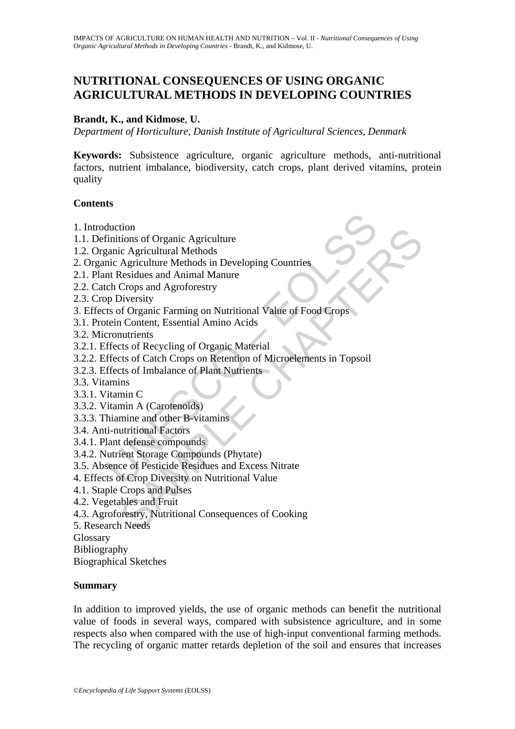# NUTRITIONAL CONSEQUENCES OF USING ORGANIC AGRICULTURAL METHODS IN DEVELOPING COUNTRIES

**Brandt, K., and Kidmose**, **U.**

*Department of Horticulture, Danish Institute of Agricultural Sciences, Denmark*

**Keywords:** Subsistence agriculture, organic agriculture methods, anti-nutritional factors, nutrient imbalance, biodiversity, catch crops, plant derived vitamins, protein quality

**Contents**

1. Introduction
1.1. Definitions of Organic Agriculture
1.2. Organic Agricultural Methods
2. Organic Agriculture Methods in Developing Countries
2.1. Plant Residues and Animal Manure
2.2. Catch Crops and Agroforestry
2.3. Crop Diversity
3. Effects of Organic Farming on Nutritional Value of Food Crops
3.1. Protein Content, Essential Amino Acids
3.2. Micronutrients
3.2.1. Effects of Recycling of Organic Material
3.2.2. Effects of Catch Crops on Retention of Microelements in Topsoil
3.2.3. Effects of Imbalance of Plant Nutrients
3.3. Vitamins
3.3.1. Vitamin C
3.3.2. Vitamin A (Carotenoids)
3.3.3. Thiamine and other B-vitamins
3.4. Anti-nutritional Factors
3.4.1. Plant defense compounds
3.4.2. Nutrient Storage Compounds (Phytate)
3.5. Absence of Pesticide Residues and Excess Nitrate
4. Effects of Crop Diversity on Nutritional Value
4.1. Staple Crops and Pulses
4.2. Vegetables and Fruit
4.3. Agroforestry, Nutritional Consequences of Cooking
5. Research Needs
Glossary
Bibliography
Biographical Sketches

**Summary**

In addition to improved yields, the use of organic methods can benefit the nutritional value of foods in several ways, compared with subsistence agriculture, and in some respects also when compared with the use of high-input conventional farming methods. The recycling of organic matter retards depletion of the soil and ensures that increases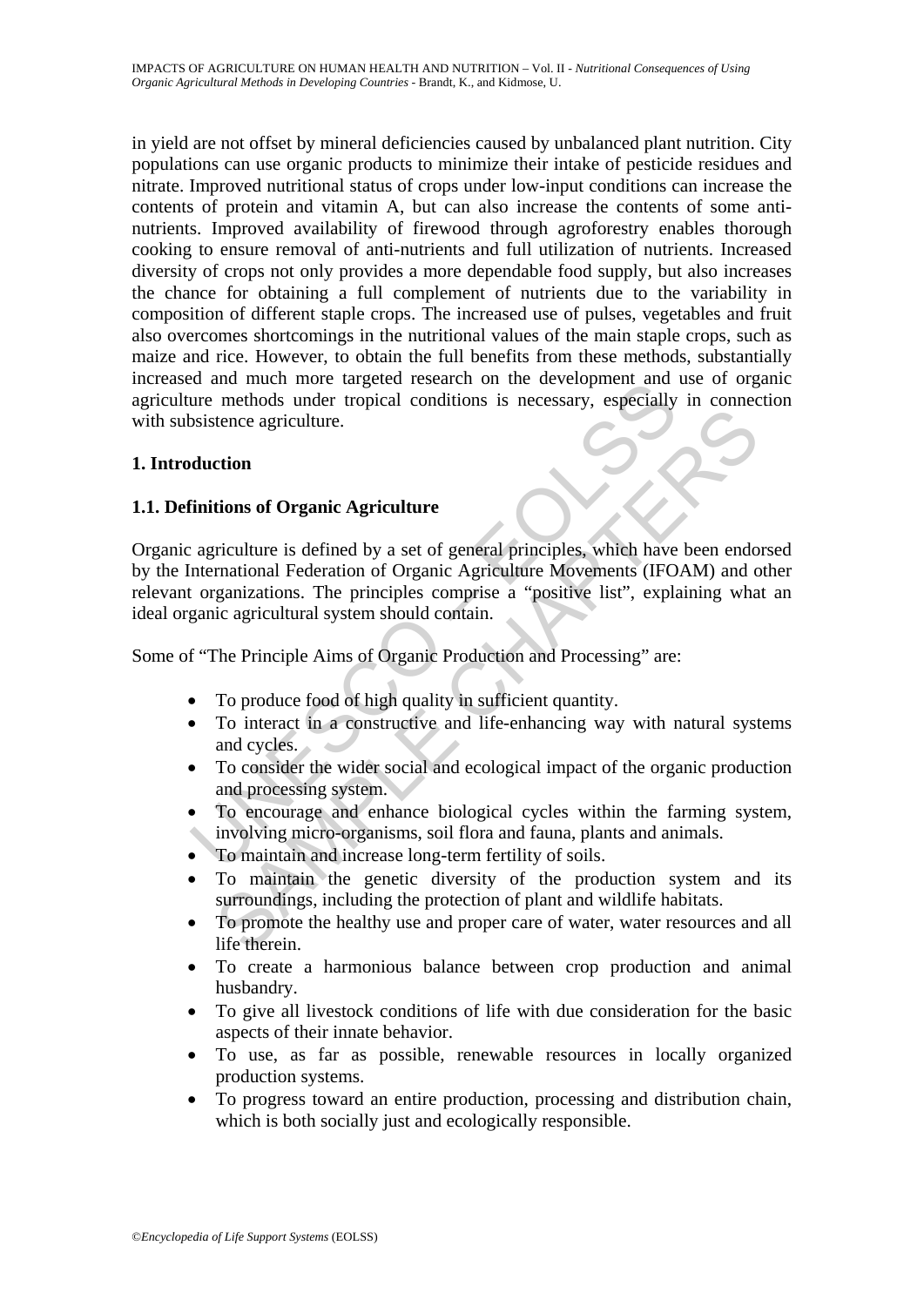in yield are not offset by mineral deficiencies caused by unbalanced plant nutrition. City populations can use organic products to minimize their intake of pesticide residues and nitrate. Improved nutritional status of crops under low-input conditions can increase the contents of protein and vitamin A, but can also increase the contents of some anti-nutrients. Improved availability of firewood through agroforestry enables thorough cooking to ensure removal of anti-nutrients and full utilization of nutrients. Increased diversity of crops not only provides a more dependable food supply, but also increases the chance for obtaining a full complement of nutrients due to the variability in composition of different staple crops. The increased use of pulses, vegetables and fruit also overcomes shortcomings in the nutritional values of the main staple crops, such as maize and rice. However, to obtain the full benefits from these methods, substantially increased and much more targeted research on the development and use of organic agriculture methods under tropical conditions is necessary, especially in connection with subsistence agriculture.

## 1. Introduction

### 1.1. Definitions of Organic Agriculture

Organic agriculture is defined by a set of general principles, which have been endorsed by the International Federation of Organic Agriculture Movements (IFOAM) and other relevant organizations. The principles comprise a "positive list", explaining what an ideal organic agricultural system should contain.

Some of "The Principle Aims of Organic Production and Processing" are:

- To produce food of high quality in sufficient quantity.
- To interact in a constructive and life-enhancing way with natural systems and cycles.
- To consider the wider social and ecological impact of the organic production and processing system.
- To encourage and enhance biological cycles within the farming system, involving micro-organisms, soil flora and fauna, plants and animals.
- To maintain and increase long-term fertility of soils.
- To maintain the genetic diversity of the production system and its surroundings, including the protection of plant and wildlife habitats.
- To promote the healthy use and proper care of water, water resources and all life therein.
- To create a harmonious balance between crop production and animal husbandry.
- To give all livestock conditions of life with due consideration for the basic aspects of their innate behavior.
- To use, as far as possible, renewable resources in locally organized production systems.
- To progress toward an entire production, processing and distribution chain, which is both socially just and ecologically responsible.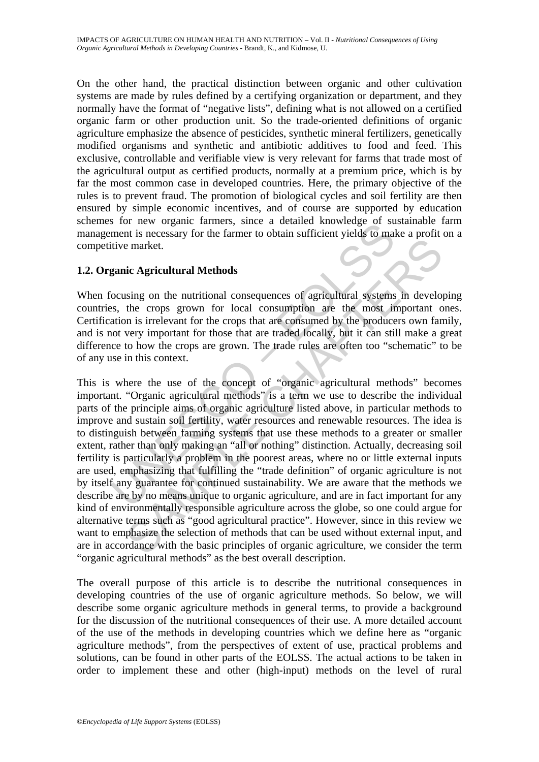On the other hand, the practical distinction between organic and other cultivation systems are made by rules defined by a certifying organization or department, and they normally have the format of "negative lists", defining what is not allowed on a certified organic farm or other production unit. So the trade-oriented definitions of organic agriculture emphasize the absence of pesticides, synthetic mineral fertilizers, genetically modified organisms and synthetic and antibiotic additives to food and feed. This exclusive, controllable and verifiable view is very relevant for farms that trade most of the agricultural output as certified products, normally at a premium price, which is by far the most common case in developed countries. Here, the primary objective of the rules is to prevent fraud. The promotion of biological cycles and soil fertility are then ensured by simple economic incentives, and of course are supported by education schemes for new organic farmers, since a detailed knowledge of sustainable farm management is necessary for the farmer to obtain sufficient yields to make a profit on a competitive market.

## 1.2. Organic Agricultural Methods

When focusing on the nutritional consequences of agricultural systems in developing countries, the crops grown for local consumption are the most important ones. Certification is irrelevant for the crops that are consumed by the producers own family, and is not very important for those that are traded locally, but it can still make a great difference to how the crops are grown. The trade rules are often too "schematic" to be of any use in this context.

This is where the use of the concept of "organic agricultural methods" becomes important. "Organic agricultural methods" is a term we use to describe the individual parts of the principle aims of organic agriculture listed above, in particular methods to improve and sustain soil fertility, water resources and renewable resources. The idea is to distinguish between farming systems that use these methods to a greater or smaller extent, rather than only making an "all or nothing" distinction. Actually, decreasing soil fertility is particularly a problem in the poorest areas, where no or little external inputs are used, emphasizing that fulfilling the "trade definition" of organic agriculture is not by itself any guarantee for continued sustainability. We are aware that the methods we describe are by no means unique to organic agriculture, and are in fact important for any kind of environmentally responsible agriculture across the globe, so one could argue for alternative terms such as "good agricultural practice". However, since in this review we want to emphasize the selection of methods that can be used without external input, and are in accordance with the basic principles of organic agriculture, we consider the term "organic agricultural methods" as the best overall description.

The overall purpose of this article is to describe the nutritional consequences in developing countries of the use of organic agriculture methods. So below, we will describe some organic agriculture methods in general terms, to provide a background for the discussion of the nutritional consequences of their use. A more detailed account of the use of the methods in developing countries which we define here as "organic agriculture methods", from the perspectives of extent of use, practical problems and solutions, can be found in other parts of the EOLSS. The actual actions to be taken in order to implement these and other (high-input) methods on the level of rural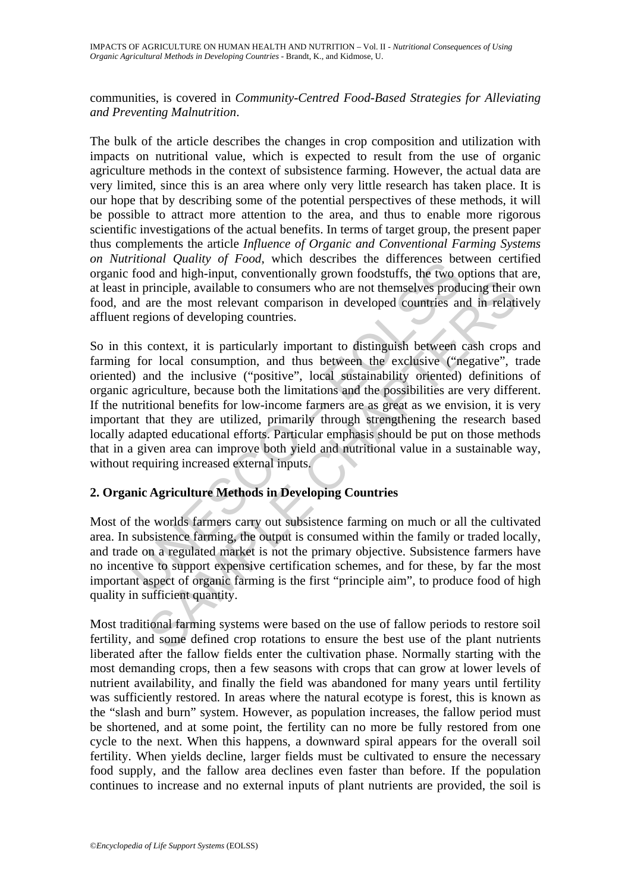communities, is covered in *Community-Centred Food-Based Strategies for Alleviating and Preventing Malnutrition*.

The bulk of the article describes the changes in crop composition and utilization with impacts on nutritional value, which is expected to result from the use of organic agriculture methods in the context of subsistence farming. However, the actual data are very limited, since this is an area where only very little research has taken place. It is our hope that by describing some of the potential perspectives of these methods, it will be possible to attract more attention to the area, and thus to enable more rigorous scientific investigations of the actual benefits. In terms of target group, the present paper thus complements the article *Influence of Organic and Conventional Farming Systems on Nutritional Quality of Food*, which describes the differences between certified organic food and high-input, conventionally grown foodstuffs, the two options that are, at least in principle, available to consumers who are not themselves producing their own food, and are the most relevant comparison in developed countries and in relatively affluent regions of developing countries.

So in this context, it is particularly important to distinguish between cash crops and farming for local consumption, and thus between the exclusive ("negative", trade oriented) and the inclusive ("positive", local sustainability oriented) definitions of organic agriculture, because both the limitations and the possibilities are very different. If the nutritional benefits for low-income farmers are as great as we envision, it is very important that they are utilized, primarily through strengthening the research based locally adapted educational efforts. Particular emphasis should be put on those methods that in a given area can improve both yield and nutritional value in a sustainable way, without requiring increased external inputs.

## 2. Organic Agriculture Methods in Developing Countries

Most of the worlds farmers carry out subsistence farming on much or all the cultivated area. In subsistence farming, the output is consumed within the family or traded locally, and trade on a regulated market is not the primary objective. Subsistence farmers have no incentive to support expensive certification schemes, and for these, by far the most important aspect of organic farming is the first "principle aim", to produce food of high quality in sufficient quantity.

Most traditional farming systems were based on the use of fallow periods to restore soil fertility, and some defined crop rotations to ensure the best use of the plant nutrients liberated after the fallow fields enter the cultivation phase. Normally starting with the most demanding crops, then a few seasons with crops that can grow at lower levels of nutrient availability, and finally the field was abandoned for many years until fertility was sufficiently restored. In areas where the natural ecotype is forest, this is known as the "slash and burn" system. However, as population increases, the fallow period must be shortened, and at some point, the fertility can no more be fully restored from one cycle to the next. When this happens, a downward spiral appears for the overall soil fertility. When yields decline, larger fields must be cultivated to ensure the necessary food supply, and the fallow area declines even faster than before. If the population continues to increase and no external inputs of plant nutrients are provided, the soil is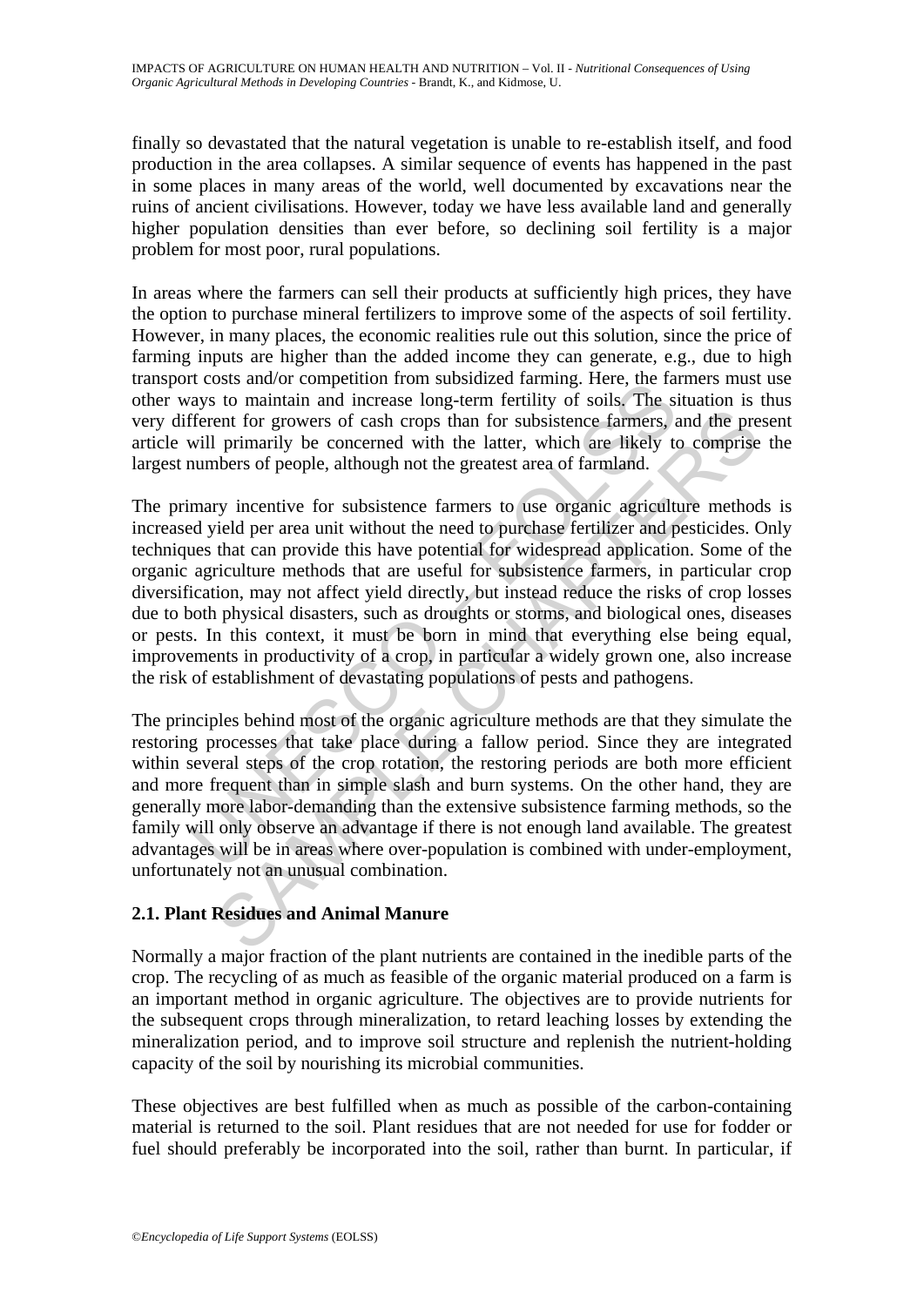finally so devastated that the natural vegetation is unable to re-establish itself, and food production in the area collapses. A similar sequence of events has happened in the past in some places in many areas of the world, well documented by excavations near the ruins of ancient civilisations. However, today we have less available land and generally higher population densities than ever before, so declining soil fertility is a major problem for most poor, rural populations.

In areas where the farmers can sell their products at sufficiently high prices, they have the option to purchase mineral fertilizers to improve some of the aspects of soil fertility. However, in many places, the economic realities rule out this solution, since the price of farming inputs are higher than the added income they can generate, e.g., due to high transport costs and/or competition from subsidized farming. Here, the farmers must use other ways to maintain and increase long-term fertility of soils. The situation is thus very different for growers of cash crops than for subsistence farmers, and the present article will primarily be concerned with the latter, which are likely to comprise the largest numbers of people, although not the greatest area of farmland.

The primary incentive for subsistence farmers to use organic agriculture methods is increased yield per area unit without the need to purchase fertilizer and pesticides. Only techniques that can provide this have potential for widespread application. Some of the organic agriculture methods that are useful for subsistence farmers, in particular crop diversification, may not affect yield directly, but instead reduce the risks of crop losses due to both physical disasters, such as droughts or storms, and biological ones, diseases or pests. In this context, it must be born in mind that everything else being equal, improvements in productivity of a crop, in particular a widely grown one, also increase the risk of establishment of devastating populations of pests and pathogens.

The principles behind most of the organic agriculture methods are that they simulate the restoring processes that take place during a fallow period. Since they are integrated within several steps of the crop rotation, the restoring periods are both more efficient and more frequent than in simple slash and burn systems. On the other hand, they are generally more labor-demanding than the extensive subsistence farming methods, so the family will only observe an advantage if there is not enough land available. The greatest advantages will be in areas where over-population is combined with under-employment, unfortunately not an unusual combination.

### 2.1. Plant Residues and Animal Manure

Normally a major fraction of the plant nutrients are contained in the inedible parts of the crop. The recycling of as much as feasible of the organic material produced on a farm is an important method in organic agriculture. The objectives are to provide nutrients for the subsequent crops through mineralization, to retard leaching losses by extending the mineralization period, and to improve soil structure and replenish the nutrient-holding capacity of the soil by nourishing its microbial communities.

These objectives are best fulfilled when as much as possible of the carbon-containing material is returned to the soil. Plant residues that are not needed for use for fodder or fuel should preferably be incorporated into the soil, rather than burnt. In particular, if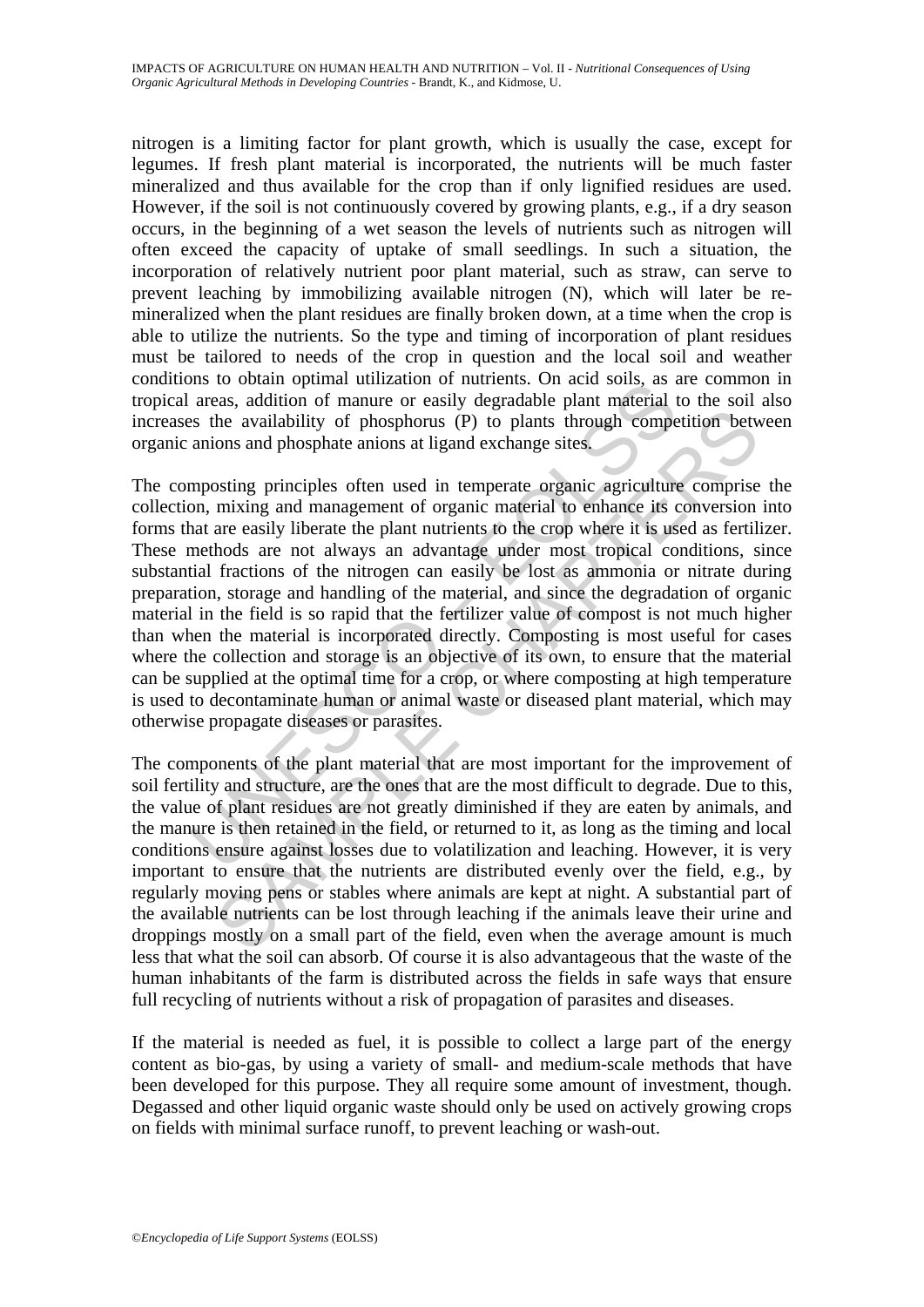nitrogen is a limiting factor for plant growth, which is usually the case, except for legumes. If fresh plant material is incorporated, the nutrients will be much faster mineralized and thus available for the crop than if only lignified residues are used. However, if the soil is not continuously covered by growing plants, e.g., if a dry season occurs, in the beginning of a wet season the levels of nutrients such as nitrogen will often exceed the capacity of uptake of small seedlings. In such a situation, the incorporation of relatively nutrient poor plant material, such as straw, can serve to prevent leaching by immobilizing available nitrogen (N), which will later be re-mineralized when the plant residues are finally broken down, at a time when the crop is able to utilize the nutrients. So the type and timing of incorporation of plant residues must be tailored to needs of the crop in question and the local soil and weather conditions to obtain optimal utilization of nutrients. On acid soils, as are common in tropical areas, addition of manure or easily degradable plant material to the soil also increases the availability of phosphorus (P) to plants through competition between organic anions and phosphate anions at ligand exchange sites.

The composting principles often used in temperate organic agriculture comprise the collection, mixing and management of organic material to enhance its conversion into forms that are easily liberate the plant nutrients to the crop where it is used as fertilizer. These methods are not always an advantage under most tropical conditions, since substantial fractions of the nitrogen can easily be lost as ammonia or nitrate during preparation, storage and handling of the material, and since the degradation of organic material in the field is so rapid that the fertilizer value of compost is not much higher than when the material is incorporated directly. Composting is most useful for cases where the collection and storage is an objective of its own, to ensure that the material can be supplied at the optimal time for a crop, or where composting at high temperature is used to decontaminate human or animal waste or diseased plant material, which may otherwise propagate diseases or parasites.

The components of the plant material that are most important for the improvement of soil fertility and structure, are the ones that are the most difficult to degrade. Due to this, the value of plant residues are not greatly diminished if they are eaten by animals, and the manure is then retained in the field, or returned to it, as long as the timing and local conditions ensure against losses due to volatilization and leaching. However, it is very important to ensure that the nutrients are distributed evenly over the field, e.g., by regularly moving pens or stables where animals are kept at night. A substantial part of the available nutrients can be lost through leaching if the animals leave their urine and droppings mostly on a small part of the field, even when the average amount is much less that what the soil can absorb. Of course it is also advantageous that the waste of the human inhabitants of the farm is distributed across the fields in safe ways that ensure full recycling of nutrients without a risk of propagation of parasites and diseases.

If the material is needed as fuel, it is possible to collect a large part of the energy content as bio-gas, by using a variety of small- and medium-scale methods that have been developed for this purpose. They all require some amount of investment, though. Degassed and other liquid organic waste should only be used on actively growing crops on fields with minimal surface runoff, to prevent leaching or wash-out.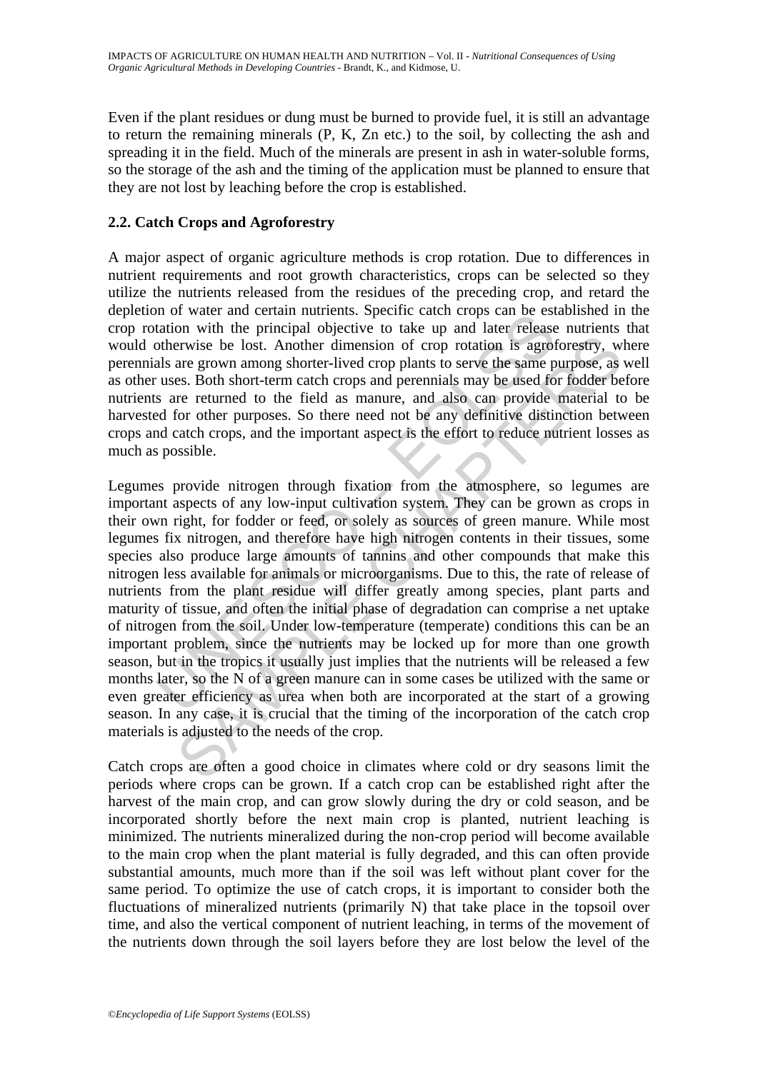Even if the plant residues or dung must be burned to provide fuel, it is still an advantage to return the remaining minerals (P, K, Zn etc.) to the soil, by collecting the ash and spreading it in the field. Much of the minerals are present in ash in water-soluble forms, so the storage of the ash and the timing of the application must be planned to ensure that they are not lost by leaching before the crop is established.

## 2.2. Catch Crops and Agroforestry

A major aspect of organic agriculture methods is crop rotation. Due to differences in nutrient requirements and root growth characteristics, crops can be selected so they utilize the nutrients released from the residues of the preceding crop, and retard the depletion of water and certain nutrients. Specific catch crops can be established in the crop rotation with the principal objective to take up and later release nutrients that would otherwise be lost. Another dimension of crop rotation is agroforestry, where perennials are grown among shorter-lived crop plants to serve the same purpose, as well as other uses. Both short-term catch crops and perennials may be used for fodder before nutrients are returned to the field as manure, and also can provide material to be harvested for other purposes. So there need not be any definitive distinction between crops and catch crops, and the important aspect is the effort to reduce nutrient losses as much as possible.

Legumes provide nitrogen through fixation from the atmosphere, so legumes are important aspects of any low-input cultivation system. They can be grown as crops in their own right, for fodder or feed, or solely as sources of green manure. While most legumes fix nitrogen, and therefore have high nitrogen contents in their tissues, some species also produce large amounts of tannins and other compounds that make this nitrogen less available for animals or microorganisms. Due to this, the rate of release of nutrients from the plant residue will differ greatly among species, plant parts and maturity of tissue, and often the initial phase of degradation can comprise a net uptake of nitrogen from the soil. Under low-temperature (temperate) conditions this can be an important problem, since the nutrients may be locked up for more than one growth season, but in the tropics it usually just implies that the nutrients will be released a few months later, so the N of a green manure can in some cases be utilized with the same or even greater efficiency as urea when both are incorporated at the start of a growing season. In any case, it is crucial that the timing of the incorporation of the catch crop materials is adjusted to the needs of the crop.

Catch crops are often a good choice in climates where cold or dry seasons limit the periods where crops can be grown. If a catch crop can be established right after the harvest of the main crop, and can grow slowly during the dry or cold season, and be incorporated shortly before the next main crop is planted, nutrient leaching is minimized. The nutrients mineralized during the non-crop period will become available to the main crop when the plant material is fully degraded, and this can often provide substantial amounts, much more than if the soil was left without plant cover for the same period. To optimize the use of catch crops, it is important to consider both the fluctuations of mineralized nutrients (primarily N) that take place in the topsoil over time, and also the vertical component of nutrient leaching, in terms of the movement of the nutrients down through the soil layers before they are lost below the level of the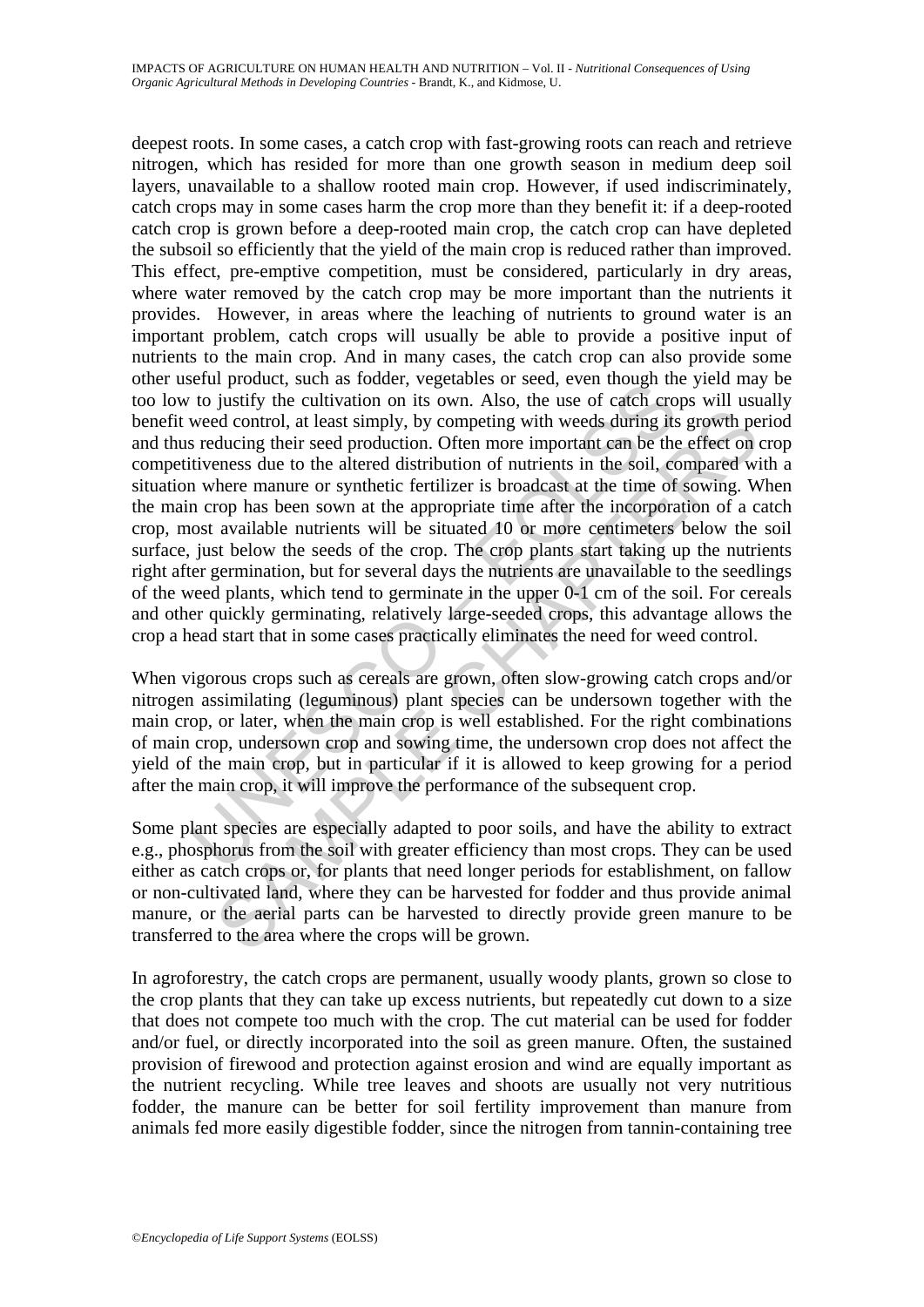deepest roots. In some cases, a catch crop with fast-growing roots can reach and retrieve nitrogen, which has resided for more than one growth season in medium deep soil layers, unavailable to a shallow rooted main crop. However, if used indiscriminately, catch crops may in some cases harm the crop more than they benefit it: if a deep-rooted catch crop is grown before a deep-rooted main crop, the catch crop can have depleted the subsoil so efficiently that the yield of the main crop is reduced rather than improved. This effect, pre-emptive competition, must be considered, particularly in dry areas, where water removed by the catch crop may be more important than the nutrients it provides. However, in areas where the leaching of nutrients to ground water is an important problem, catch crops will usually be able to provide a positive input of nutrients to the main crop. And in many cases, the catch crop can also provide some other useful product, such as fodder, vegetables or seed, even though the yield may be too low to justify the cultivation on its own. Also, the use of catch crops will usually benefit weed control, at least simply, by competing with weeds during its growth period and thus reducing their seed production. Often more important can be the effect on crop competitiveness due to the altered distribution of nutrients in the soil, compared with a situation where manure or synthetic fertilizer is broadcast at the time of sowing. When the main crop has been sown at the appropriate time after the incorporation of a catch crop, most available nutrients will be situated 10 or more centimeters below the soil surface, just below the seeds of the crop. The crop plants start taking up the nutrients right after germination, but for several days the nutrients are unavailable to the seedlings of the weed plants, which tend to germinate in the upper 0-1 cm of the soil. For cereals and other quickly germinating, relatively large-seeded crops, this advantage allows the crop a head start that in some cases practically eliminates the need for weed control.

When vigorous crops such as cereals are grown, often slow-growing catch crops and/or nitrogen assimilating (leguminous) plant species can be undersown together with the main crop, or later, when the main crop is well established. For the right combinations of main crop, undersown crop and sowing time, the undersown crop does not affect the yield of the main crop, but in particular if it is allowed to keep growing for a period after the main crop, it will improve the performance of the subsequent crop.

Some plant species are especially adapted to poor soils, and have the ability to extract e.g., phosphorus from the soil with greater efficiency than most crops. They can be used either as catch crops or, for plants that need longer periods for establishment, on fallow or non-cultivated land, where they can be harvested for fodder and thus provide animal manure, or the aerial parts can be harvested to directly provide green manure to be transferred to the area where the crops will be grown.

In agroforestry, the catch crops are permanent, usually woody plants, grown so close to the crop plants that they can take up excess nutrients, but repeatedly cut down to a size that does not compete too much with the crop. The cut material can be used for fodder and/or fuel, or directly incorporated into the soil as green manure. Often, the sustained provision of firewood and protection against erosion and wind are equally important as the nutrient recycling. While tree leaves and shoots are usually not very nutritious fodder, the manure can be better for soil fertility improvement than manure from animals fed more easily digestible fodder, since the nitrogen from tannin-containing tree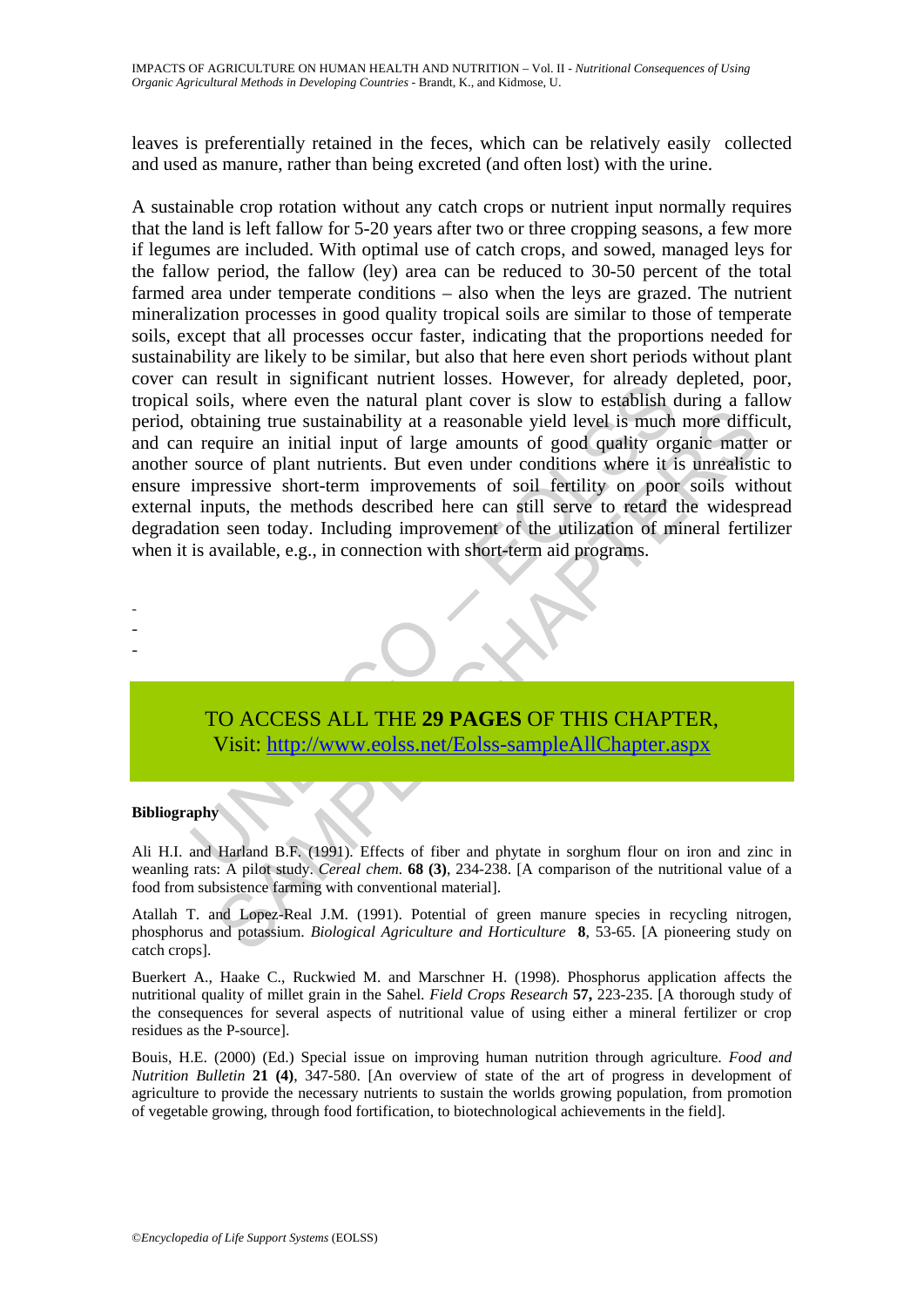leaves is preferentially retained in the feces, which can be relatively easily collected and used as manure, rather than being excreted (and often lost) with the urine.

A sustainable crop rotation without any catch crops or nutrient input normally requires that the land is left fallow for 5-20 years after two or three cropping seasons, a few more if legumes are included. With optimal use of catch crops, and sowed, managed leys for the fallow period, the fallow (ley) area can be reduced to 30-50 percent of the total farmed area under temperate conditions – also when the leys are grazed. The nutrient mineralization processes in good quality tropical soils are similar to those of temperate soils, except that all processes occur faster, indicating that the proportions needed for sustainability are likely to be similar, but also that here even short periods without plant cover can result in significant nutrient losses. However, for already depleted, poor, tropical soils, where even the natural plant cover is slow to establish during a fallow period, obtaining true sustainability at a reasonable yield level is much more difficult, and can require an initial input of large amounts of good quality organic matter or another source of plant nutrients. But even under conditions where it is unrealistic to ensure impressive short-term improvements of soil fertility on poor soils without external inputs, the methods described here can still serve to retard the widespread degradation seen today. Including improvement of the utilization of mineral fertilizer when it is available, e.g., in connection with short-term aid programs.

-
-
-

TO ACCESS ALL THE **29 PAGES** OF THIS CHAPTER,
Visit: http://www.eolss.net/Eolss-sampleAllChapter.aspx

**Bibliography**

Ali H.I. and Harland B.F. (1991). Effects of fiber and phytate in sorghum flour on iron and zinc in weanling rats: A pilot study. *Cereal chem.* **68 (3)**, 234-238. [A comparison of the nutritional value of a food from subsistence farming with conventional material].

Atallah T. and Lopez-Real J.M. (1991). Potential of green manure species in recycling nitrogen, phosphorus and potassium. *Biological Agriculture and Horticulture* **8**, 53-65. [A pioneering study on catch crops].

Buerkert A., Haake C., Ruckwied M. and Marschner H. (1998). Phosphorus application affects the nutritional quality of millet grain in the Sahel. *Field Crops Research* **57,** 223-235. [A thorough study of the consequences for several aspects of nutritional value of using either a mineral fertilizer or crop residues as the P-source].

Bouis, H.E. (2000) (Ed.) Special issue on improving human nutrition through agriculture. *Food and Nutrition Bulletin* **21 (4)**, 347-580. [An overview of state of the art of progress in development of agriculture to provide the necessary nutrients to sustain the worlds growing population, from promotion of vegetable growing, through food fortification, to biotechnological achievements in the field].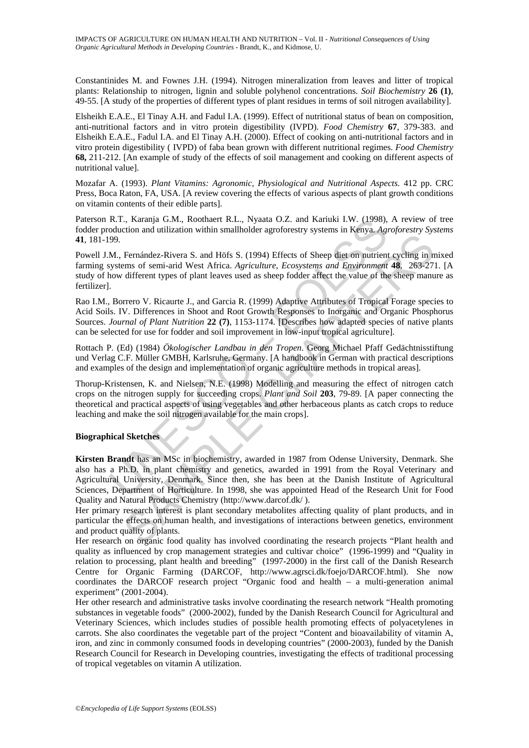Constantinides M. and Fownes J.H. (1994). Nitrogen mineralization from leaves and litter of tropical plants: Relationship to nitrogen, lignin and soluble polyhenol concentrations. *Soil Biochemistry* **26 (1)**, 49-55. [A study of the properties of different types of plant residues in terms of soil nitrogen availability].

Elsheikh E.A.E., El Tinay A.H. and Fadul I.A. (1999). Effect of nutritional status of bean on composition, anti-nutritional factors and in vitro protein digestibility (IVPD). *Food Chemistry* **67**, 379-383. and Elsheikh E.A.E., Fadul I.A. and El Tinay A.H. (2000). Effect of cooking on anti-nutritional factors and in vitro protein digestibility ( IVPD) of faba bean grown with different nutritional regimes. *Food Chemistry* **68,** 211-212. [An example of study of the effects of soil management and cooking on different aspects of nutritional value].

Mozafar A. (1993). *Plant Vitamins: Agronomic, Physiological and Nutritional Aspects.* 412 pp. CRC Press, Boca Raton, FA, USA. [A review covering the effects of various aspects of plant growth conditions on vitamin contents of their edible parts].

Paterson R.T., Karanja G.M., Roothaert R.L., Nyaata O.Z. and Kariuki I.W. (1998), A review of tree fodder production and utilization within smallholder agroforestry systems in Kenya. *Agroforestry Systems* **41**, 181-199.

Powell J.M., Fernández-Rivera S. and Höfs S. (1994) Effects of Sheep diet on nutrient cycling in mixed farming systems of semi-arid West Africa. *Agriculture, Ecosystems and Environment* **48**, 263-271. [A study of how different types of plant leaves used as sheep fodder affect the value of the sheep manure as fertilizer].

Rao I.M., Borrero V. Ricaurte J., and Garcia R. (1999) Adaptive Attributes of Tropical Forage species to Acid Soils. IV. Differences in Shoot and Root Growth Responses to Inorganic and Organic Phosphorus Sources. *Journal of Plant Nutrition* **22 (7)**, 1153-1174. [Describes how adapted species of native plants can be selected for use for fodder and soil improvement in low-input tropical agriculture].

Rottach P. (Ed) (1984) *Ökologischer Landbau in den Tropen*. Georg Michael Pfaff Gedächtnisstiftung und Verlag C.F. Müller GMBH, Karlsruhe, Germany. [A handbook in German with practical descriptions and examples of the design and implementation of organic agriculture methods in tropical areas].

Thorup-Kristensen, K. and Nielsen, N.E. (1998) Modelling and measuring the effect of nitrogen catch crops on the nitrogen supply for succeeding crops. *Plant and Soil* **203**, 79-89. [A paper connecting the theoretical and practical aspects of using vegetables and other herbaceous plants as catch crops to reduce leaching and make the soil nitrogen available for the main crops].

**Biographical Sketches**

**Kirsten Brandt** has an MSc in biochemistry, awarded in 1987 from Odense University, Denmark. She also has a Ph.D. in plant chemistry and genetics, awarded in 1991 from the Royal Veterinary and Agricultural University, Denmark. Since then, she has been at the Danish Institute of Agricultural Sciences, Department of Horticulture. In 1998, she was appointed Head of the Research Unit for Food Quality and Natural Products Chemistry (http://www.darcof.dk/ ).

Her primary research interest is plant secondary metabolites affecting quality of plant products, and in particular the effects on human health, and investigations of interactions between genetics, environment and product quality of plants.

Her research on organic food quality has involved coordinating the research projects "Plant health and quality as influenced by crop management strategies and cultivar choice" (1996-1999) and "Quality in relation to processing, plant health and breeding" (1997-2000) in the first call of the Danish Research Centre for Organic Farming (DARCOF, http://www.agrsci.dk/foejo/DARCOF.html). She now coordinates the DARCOF research project "Organic food and health – a multi-generation animal experiment" (2001-2004).

Her other research and administrative tasks involve coordinating the research network "Health promoting substances in vegetable foods" (2000-2002), funded by the Danish Research Council for Agricultural and Veterinary Sciences, which includes studies of possible health promoting effects of polyacetylenes in carrots. She also coordinates the vegetable part of the project "Content and bioavailability of vitamin A, iron, and zinc in commonly consumed foods in developing countries" (2000-2003), funded by the Danish Research Council for Research in Developing countries, investigating the effects of traditional processing of tropical vegetables on vitamin A utilization.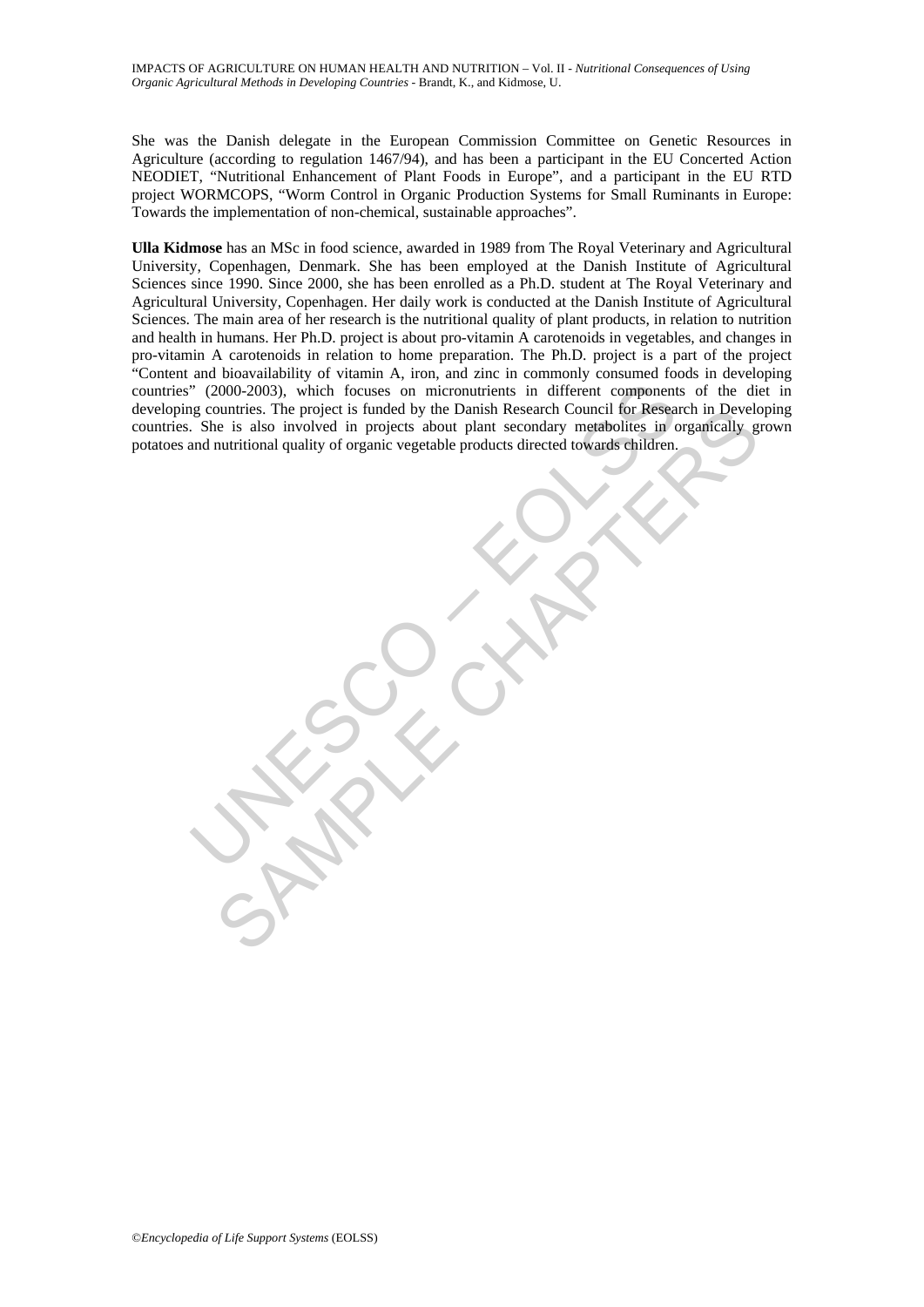She was the Danish delegate in the European Commission Committee on Genetic Resources in Agriculture (according to regulation 1467/94), and has been a participant in the EU Concerted Action NEODIET, "Nutritional Enhancement of Plant Foods in Europe", and a participant in the EU RTD project WORMCOPS, "Worm Control in Organic Production Systems for Small Ruminants in Europe: Towards the implementation of non-chemical, sustainable approaches".

**Ulla Kidmose** has an MSc in food science, awarded in 1989 from The Royal Veterinary and Agricultural University, Copenhagen, Denmark. She has been employed at the Danish Institute of Agricultural Sciences since 1990. Since 2000, she has been enrolled as a Ph.D. student at The Royal Veterinary and Agricultural University, Copenhagen. Her daily work is conducted at the Danish Institute of Agricultural Sciences. The main area of her research is the nutritional quality of plant products, in relation to nutrition and health in humans. Her Ph.D. project is about pro-vitamin A carotenoids in vegetables, and changes in pro-vitamin A carotenoids in relation to home preparation. The Ph.D. project is a part of the project "Content and bioavailability of vitamin A, iron, and zinc in commonly consumed foods in developing countries" (2000-2003), which focuses on micronutrients in different components of the diet in developing countries. The project is funded by the Danish Research Council for Research in Developing countries. She is also involved in projects about plant secondary metabolites in organically grown potatoes and nutritional quality of organic vegetable products directed towards children.